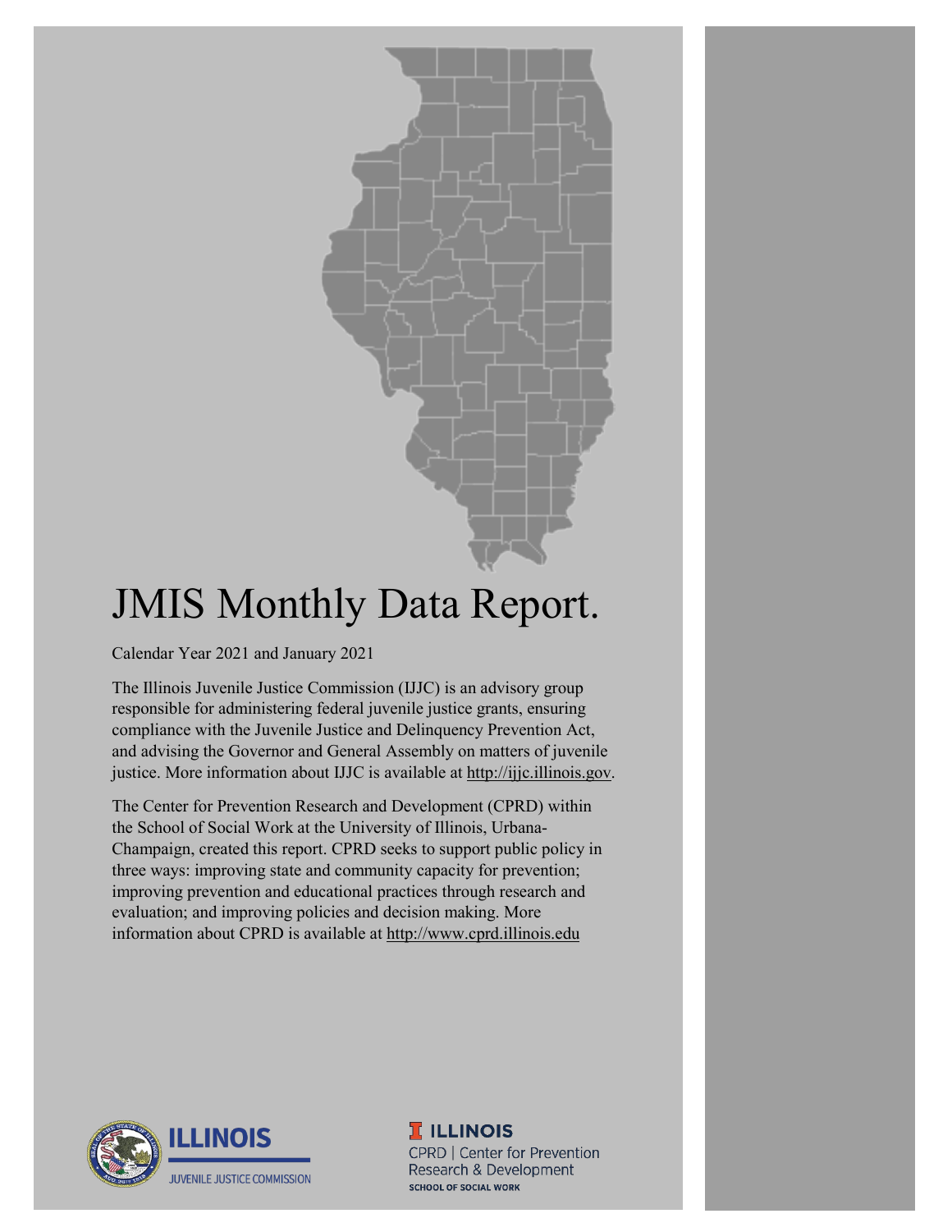# JMIS Monthly Data Report.

Calendar Year 2021 and January 2021

The Illinois Juvenile Justice Commission (IJJC) is an advisory group responsible for administering federal juvenile justice grants, ensuring compliance with the Juvenile Justice and Delinquency Prevention Act, and advising the Governor and General Assembly on matters of juvenile justice. More information about IJJC is available at http://ijjc.illinois.gov.

The Center for Prevention Research and Development (CPRD) within the School of Social Work at the University of Illinois, Urbana-Champaign, created this report. CPRD seeks to support public policy in three ways: improving state and community capacity for prevention; improving prevention and educational practices through research and evaluation; and improving policies and decision making. More information about CPRD is available at http://www.cprd.illinois.edu

ILLINOIS
JUVENILE JUSTICE COMMISSION

ILLINOIS
CPRD | Center for Prevention Research & Development
SCHOOL OF SOCIAL WORK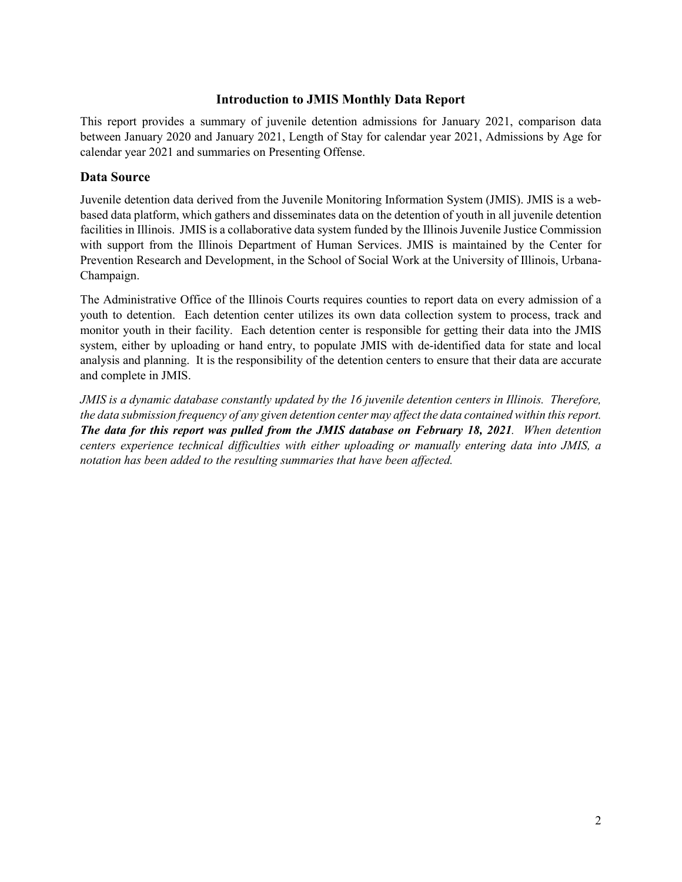# Introduction to JMIS Monthly Data Report

This report provides a summary of juvenile detention admissions for January 2021, comparison data between January 2020 and January 2021, Length of Stay for calendar year 2021, Admissions by Age for calendar year 2021 and summaries on Presenting Offense.

## Data Source

Juvenile detention data derived from the Juvenile Monitoring Information System (JMIS). JMIS is a web-based data platform, which gathers and disseminates data on the detention of youth in all juvenile detention facilities in Illinois. JMIS is a collaborative data system funded by the Illinois Juvenile Justice Commission with support from the Illinois Department of Human Services. JMIS is maintained by the Center for Prevention Research and Development, in the School of Social Work at the University of Illinois, Urbana-Champaign.

The Administrative Office of the Illinois Courts requires counties to report data on every admission of a youth to detention. Each detention center utilizes its own data collection system to process, track and monitor youth in their facility. Each detention center is responsible for getting their data into the JMIS system, either by uploading or hand entry, to populate JMIS with de-identified data for state and local analysis and planning. It is the responsibility of the detention centers to ensure that their data are accurate and complete in JMIS.

*JMIS is a dynamic database constantly updated by the 16 juvenile detention centers in Illinois. Therefore, the data submission frequency of any given detention center may affect the data contained within this report.* ***The data for this report was pulled from the JMIS database on February 18, 2021****. When detention centers experience technical difficulties with either uploading or manually entering data into JMIS, a notation has been added to the resulting summaries that have been affected.*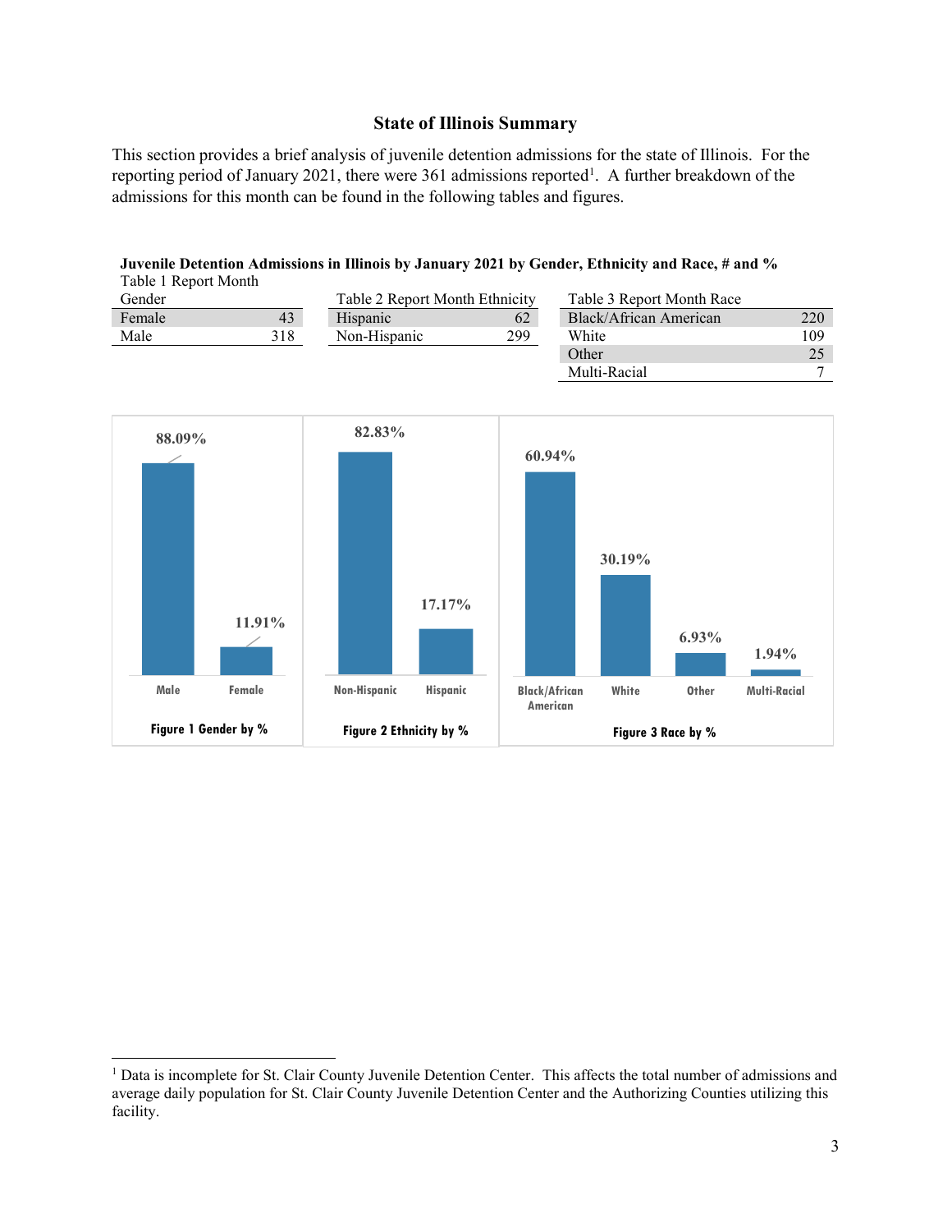## State of Illinois Summary

This section provides a brief analysis of juvenile detention admissions for the state of Illinois. For the reporting period of January 2021, there were 361 admissions reported[1]. A further breakdown of the admissions for this month can be found in the following tables and figures.

**Juvenile Detention Admissions in Illinois by January 2021 by Gender, Ethnicity and Race, # and %**

Table 1 Report Month Gender

| Gender | # |
|---|---|
| Female | 43 |
| Male | 318 |

Table 2 Report Month Ethnicity

| Ethnicity | # |
|---|---|
| Hispanic | 62 |
| Non-Hispanic | 299 |

Table 3 Report Month Race

| Race | # |
|---|---|
| Black/African American | 220 |
| White | 109 |
| Other | 25 |
| Multi-Racial | 7 |

| Gender | % |
|---|---|
| Male | 88.09% |
| Female | 11.91% |

**Figure 1 Gender by %**

| Ethnicity | % |
|---|---|
| Non-Hispanic | 82.83% |
| Hispanic | 17.17% |

**Figure 2 Ethnicity by %**

| Race | % |
|---|---|
| Black/African American | 60.94% |
| White | 30.19% |
| Other | 6.93% |
| Multi-Racial | 1.94% |

**Figure 3 Race by %**

[1] Data is incomplete for St. Clair County Juvenile Detention Center. This affects the total number of admissions and average daily population for St. Clair County Juvenile Detention Center and the Authorizing Counties utilizing this facility.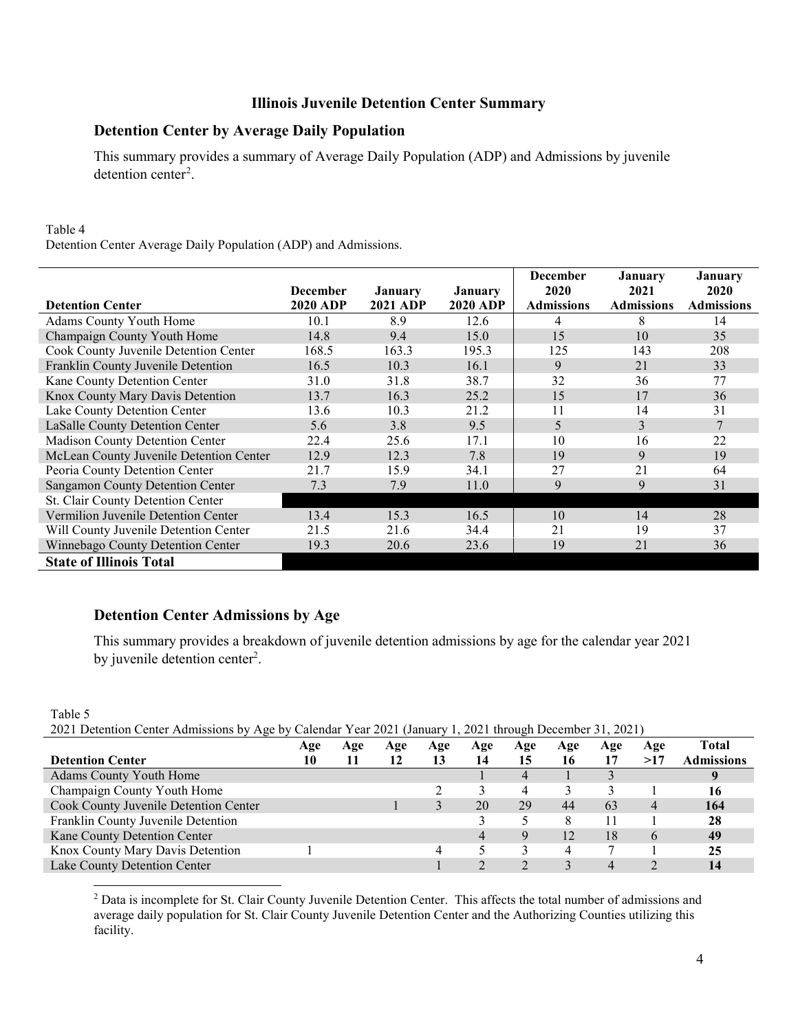# Illinois Juvenile Detention Center Summary

## Detention Center by Average Daily Population

This summary provides a summary of Average Daily Population (ADP) and Admissions by juvenile detention center[2].

Table 4
Detention Center Average Daily Population (ADP) and Admissions.

| Detention Center | December 2020 ADP | January 2021 ADP | January 2020 ADP | December 2020 Admissions | January 2021 Admissions | January 2020 Admissions |
|---|---|---|---|---|---|---|
| Adams County Youth Home | 10.1 | 8.9 | 12.6 | 4 | 8 | 14 |
| Champaign County Youth Home | 14.8 | 9.4 | 15.0 | 15 | 10 | 35 |
| Cook County Juvenile Detention Center | 168.5 | 163.3 | 195.3 | 125 | 143 | 208 |
| Franklin County Juvenile Detention | 16.5 | 10.3 | 16.1 | 9 | 21 | 33 |
| Kane County Detention Center | 31.0 | 31.8 | 38.7 | 32 | 36 | 77 |
| Knox County Mary Davis Detention | 13.7 | 16.3 | 25.2 | 15 | 17 | 36 |
| Lake County Detention Center | 13.6 | 10.3 | 21.2 | 11 | 14 | 31 |
| LaSalle County Detention Center | 5.6 | 3.8 | 9.5 | 5 | 3 | 7 |
| Madison County Detention Center | 22.4 | 25.6 | 17.1 | 10 | 16 | 22 |
| McLean County Juvenile Detention Center | 12.9 | 12.3 | 7.8 | 19 | 9 | 19 |
| Peoria County Detention Center | 21.7 | 15.9 | 34.1 | 27 | 21 | 64 |
| Sangamon County Detention Center | 7.3 | 7.9 | 11.0 | 9 | 9 | 31 |
| St. Clair County Detention Center | | | | | | |
| Vermilion Juvenile Detention Center | 13.4 | 15.3 | 16.5 | 10 | 14 | 28 |
| Will County Juvenile Detention Center | 21.5 | 21.6 | 34.4 | 21 | 19 | 37 |
| Winnebago County Detention Center | 19.3 | 20.6 | 23.6 | 19 | 21 | 36 |
| **State of Illinois Total** | | | | | | |

## Detention Center Admissions by Age

This summary provides a breakdown of juvenile detention admissions by age for the calendar year 2021 by juvenile detention center[2].

Table 5
2021 Detention Center Admissions by Age by Calendar Year 2021 (January 1, 2021 through December 31, 2021)

| Detention Center | Age 10 | Age 11 | Age 12 | Age 13 | Age 14 | Age 15 | Age 16 | Age 17 | Age >17 | Total Admissions |
|---|---|---|---|---|---|---|---|---|---|---|
| Adams County Youth Home | | | | | 1 | 4 | 1 | 3 | | **9** |
| Champaign County Youth Home | | | | 2 | 3 | 4 | 3 | 3 | 1 | **16** |
| Cook County Juvenile Detention Center | | | 1 | 3 | 20 | 29 | 44 | 63 | 4 | **164** |
| Franklin County Juvenile Detention | | | | | 3 | 5 | 8 | 11 | 1 | **28** |
| Kane County Detention Center | | | | | 4 | 9 | 12 | 18 | 6 | **49** |
| Knox County Mary Davis Detention | 1 | | | 4 | 5 | 3 | 4 | 7 | 1 | **25** |
| Lake County Detention Center | | | | 1 | 2 | 2 | 3 | 4 | 2 | **14** |

[2] Data is incomplete for St. Clair County Juvenile Detention Center. This affects the total number of admissions and average daily population for St. Clair County Juvenile Detention Center and the Authorizing Counties utilizing this facility.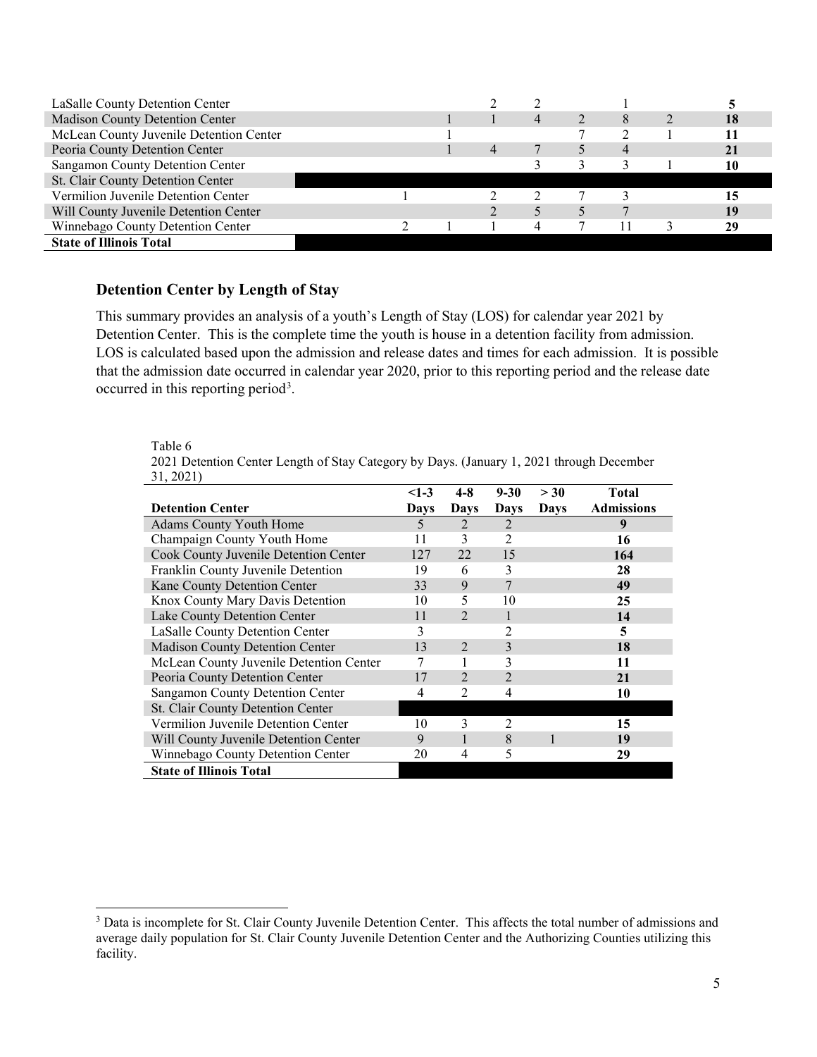| | | | | | | | | |
|---|---|---|---|---|---|---|---|---|
| LaSalle County Detention Center | | | 2 | 2 | | 1 | | **5** |
| Madison County Detention Center | | 1 | 1 | 4 | 2 | 8 | 2 | **18** |
| McLean County Juvenile Detention Center | | 1 | | | 7 | 2 | 1 | **11** |
| Peoria County Detention Center | | 1 | 4 | 7 | 5 | 4 | | **21** |
| Sangamon County Detention Center | | | | 3 | 3 | 3 | 1 | **10** |
| St. Clair County Detention Center | | | | | | | | |
| Vermilion Juvenile Detention Center | 1 | | 2 | 2 | 7 | 3 | | **15** |
| Will County Juvenile Detention Center | | | 2 | 5 | 5 | 7 | | **19** |
| Winnebago County Detention Center | 2 | 1 | 1 | 4 | 7 | 11 | 3 | **29** |
| **State of Illinois Total** | | | | | | | | |

### Detention Center by Length of Stay

This summary provides an analysis of a youth's Length of Stay (LOS) for calendar year 2021 by Detention Center. This is the complete time the youth is house in a detention facility from admission. LOS is calculated based upon the admission and release dates and times for each admission. It is possible that the admission date occurred in calendar year 2020, prior to this reporting period and the release date occurred in this reporting period[3].

Table 6
2021 Detention Center Length of Stay Category by Days. (January 1, 2021 through December 31, 2021)

| **Detention Center** | **<1-3 Days** | **4-8 Days** | **9-30 Days** | **> 30 Days** | **Total Admissions** |
|---|---|---|---|---|---|
| Adams County Youth Home | 5 | 2 | 2 | | **9** |
| Champaign County Youth Home | 11 | 3 | 2 | | **16** |
| Cook County Juvenile Detention Center | 127 | 22 | 15 | | **164** |
| Franklin County Juvenile Detention | 19 | 6 | 3 | | **28** |
| Kane County Detention Center | 33 | 9 | 7 | | **49** |
| Knox County Mary Davis Detention | 10 | 5 | 10 | | **25** |
| Lake County Detention Center | 11 | 2 | 1 | | **14** |
| LaSalle County Detention Center | 3 | | 2 | | **5** |
| Madison County Detention Center | 13 | 2 | 3 | | **18** |
| McLean County Juvenile Detention Center | 7 | 1 | 3 | | **11** |
| Peoria County Detention Center | 17 | 2 | 2 | | **21** |
| Sangamon County Detention Center | 4 | 2 | 4 | | **10** |
| St. Clair County Detention Center | | | | | |
| Vermilion Juvenile Detention Center | 10 | 3 | 2 | | **15** |
| Will County Juvenile Detention Center | 9 | 1 | 8 | 1 | **19** |
| Winnebago County Detention Center | 20 | 4 | 5 | | **29** |
| **State of Illinois Total** | | | | | |

[3] Data is incomplete for St. Clair County Juvenile Detention Center. This affects the total number of admissions and average daily population for St. Clair County Juvenile Detention Center and the Authorizing Counties utilizing this facility.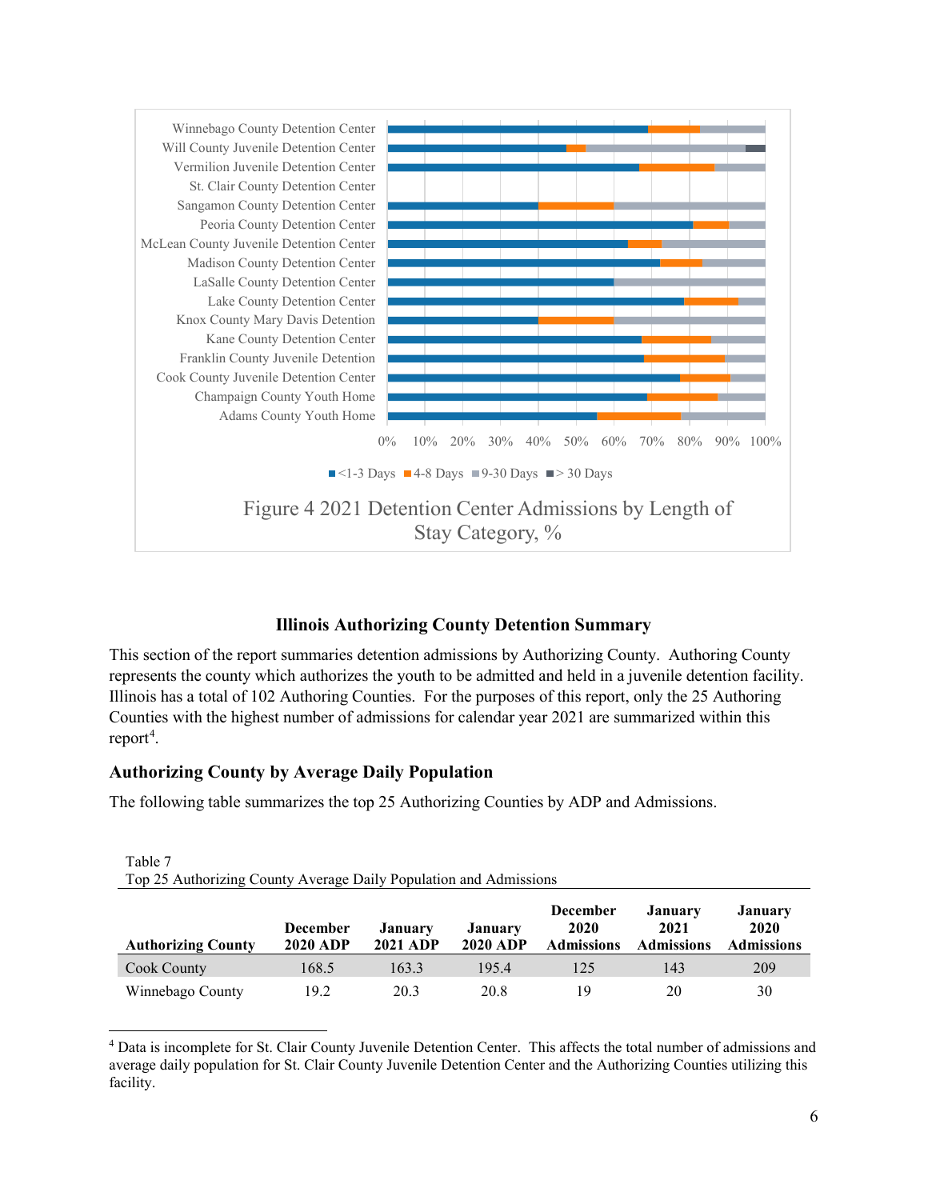Figure 4 2021 Detention Center Admissions by Length of Stay Category, %

## Illinois Authorizing County Detention Summary

This section of the report summaries detention admissions by Authorizing County. Authoring County represents the county which authorizes the youth to be admitted and held in a juvenile detention facility. Illinois has a total of 102 Authoring Counties. For the purposes of this report, only the 25 Authoring Counties with the highest number of admissions for calendar year 2021 are summarized within this report[4].

### Authorizing County by Average Daily Population

The following table summarizes the top 25 Authorizing Counties by ADP and Admissions.

Table 7
Top 25 Authorizing County Average Daily Population and Admissions

| Authorizing County | December 2020 ADP | January 2021 ADP | January 2020 ADP | December 2020 Admissions | January 2021 Admissions | January 2020 Admissions |
|---|---|---|---|---|---|---|
| Cook County | 168.5 | 163.3 | 195.4 | 125 | 143 | 209 |
| Winnebago County | 19.2 | 20.3 | 20.8 | 19 | 20 | 30 |

[4] Data is incomplete for St. Clair County Juvenile Detention Center. This affects the total number of admissions and average daily population for St. Clair County Juvenile Detention Center and the Authorizing Counties utilizing this facility.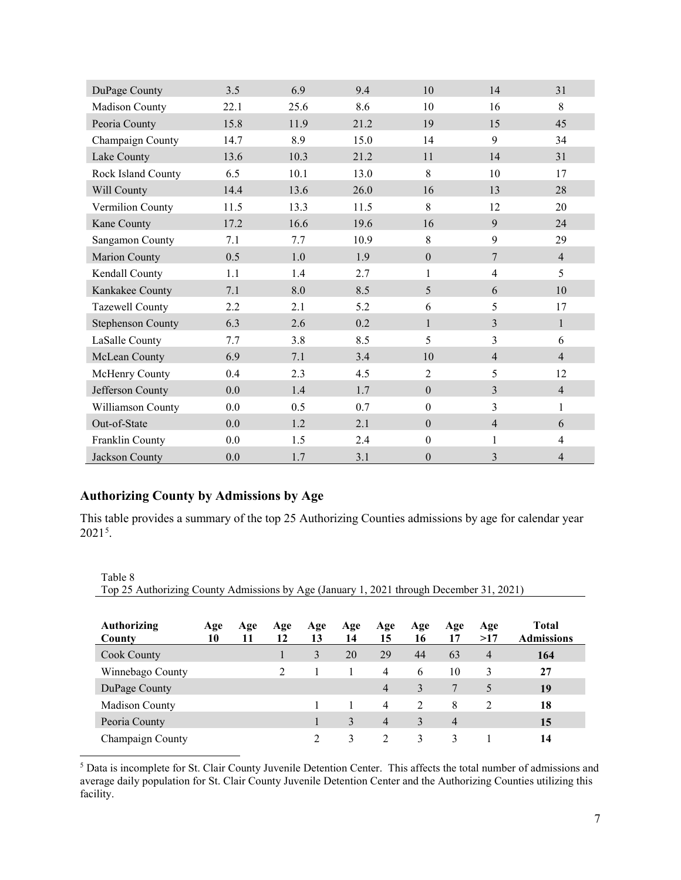| | | | | | | |
|---|---|---|---|---|---|---|
| DuPage County | 3.5 | 6.9 | 9.4 | 10 | 14 | 31 |
| Madison County | 22.1 | 25.6 | 8.6 | 10 | 16 | 8 |
| Peoria County | 15.8 | 11.9 | 21.2 | 19 | 15 | 45 |
| Champaign County | 14.7 | 8.9 | 15.0 | 14 | 9 | 34 |
| Lake County | 13.6 | 10.3 | 21.2 | 11 | 14 | 31 |
| Rock Island County | 6.5 | 10.1 | 13.0 | 8 | 10 | 17 |
| Will County | 14.4 | 13.6 | 26.0 | 16 | 13 | 28 |
| Vermilion County | 11.5 | 13.3 | 11.5 | 8 | 12 | 20 |
| Kane County | 17.2 | 16.6 | 19.6 | 16 | 9 | 24 |
| Sangamon County | 7.1 | 7.7 | 10.9 | 8 | 9 | 29 |
| Marion County | 0.5 | 1.0 | 1.9 | 0 | 7 | 4 |
| Kendall County | 1.1 | 1.4 | 2.7 | 1 | 4 | 5 |
| Kankakee County | 7.1 | 8.0 | 8.5 | 5 | 6 | 10 |
| Tazewell County | 2.2 | 2.1 | 5.2 | 6 | 5 | 17 |
| Stephenson County | 6.3 | 2.6 | 0.2 | 1 | 3 | 1 |
| LaSalle County | 7.7 | 3.8 | 8.5 | 5 | 3 | 6 |
| McLean County | 6.9 | 7.1 | 3.4 | 10 | 4 | 4 |
| McHenry County | 0.4 | 2.3 | 4.5 | 2 | 5 | 12 |
| Jefferson County | 0.0 | 1.4 | 1.7 | 0 | 3 | 4 |
| Williamson County | 0.0 | 0.5 | 0.7 | 0 | 3 | 1 |
| Out-of-State | 0.0 | 1.2 | 2.1 | 0 | 4 | 6 |
| Franklin County | 0.0 | 1.5 | 2.4 | 0 | 1 | 4 |
| Jackson County | 0.0 | 1.7 | 3.1 | 0 | 3 | 4 |

## Authorizing County by Admissions by Age

This table provides a summary of the top 25 Authorizing Counties admissions by age for calendar year 2021[5].

Table 8
Top 25 Authorizing County Admissions by Age (January 1, 2021 through December 31, 2021)

| Authorizing County | Age 10 | Age 11 | Age 12 | Age 13 | Age 14 | Age 15 | Age 16 | Age 17 | Age >17 | Total Admissions |
|---|---|---|---|---|---|---|---|---|---|---|
| Cook County | | | 1 | 3 | 20 | 29 | 44 | 63 | 4 | **164** |
| Winnebago County | | | 2 | 1 | 1 | 4 | 6 | 10 | 3 | **27** |
| DuPage County | | | | | | 4 | 3 | 7 | 5 | **19** |
| Madison County | | | | 1 | 1 | 4 | 2 | 8 | 2 | **18** |
| Peoria County | | | | 1 | 3 | 4 | 3 | 4 | | **15** |
| Champaign County | | | | 2 | 3 | 2 | 3 | 3 | 1 | **14** |

[5] Data is incomplete for St. Clair County Juvenile Detention Center. This affects the total number of admissions and average daily population for St. Clair County Juvenile Detention Center and the Authorizing Counties utilizing this facility.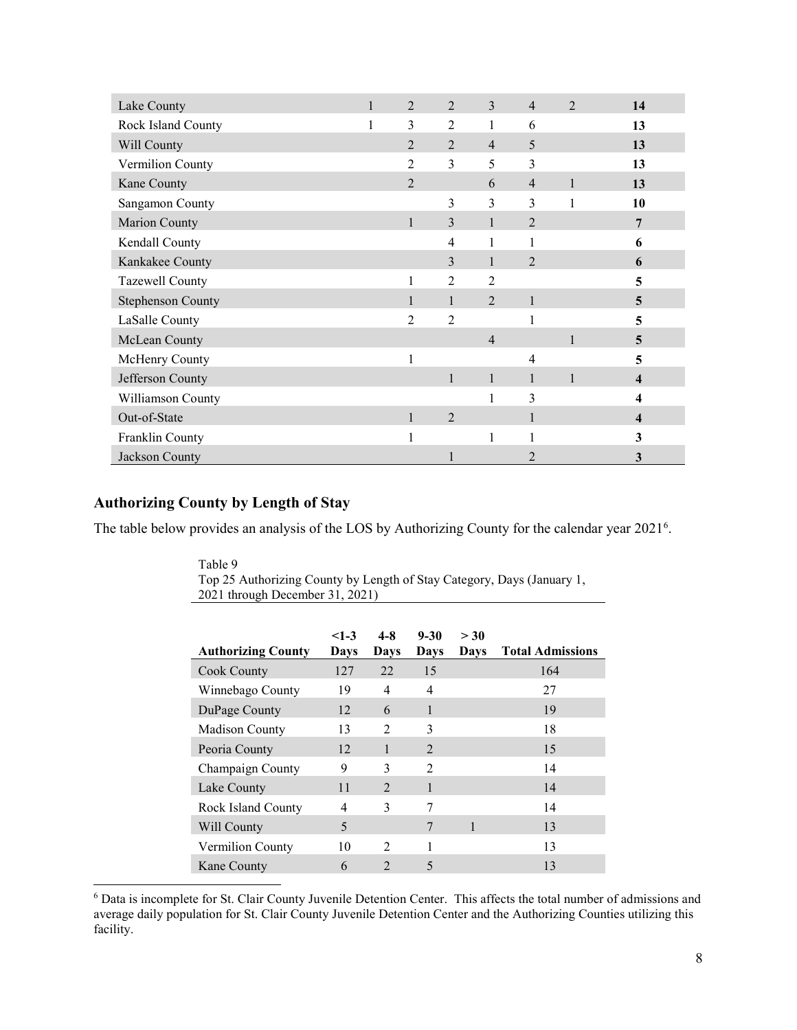| | | | | | | | |
|---|---|---|---|---|---|---|---|
| Lake County | 1 | 2 | 2 | 3 | 4 | 2 | **14** |
| Rock Island County | 1 | 3 | 2 | 1 | 6 | | **13** |
| Will County | | 2 | 2 | 4 | 5 | | **13** |
| Vermilion County | | 2 | 3 | 5 | 3 | | **13** |
| Kane County | | 2 | | 6 | 4 | 1 | **13** |
| Sangamon County | | | 3 | 3 | 3 | 1 | **10** |
| Marion County | | 1 | 3 | 1 | 2 | | **7** |
| Kendall County | | | 4 | 1 | 1 | | **6** |
| Kankakee County | | | 3 | 1 | 2 | | **6** |
| Tazewell County | | 1 | 2 | 2 | | | **5** |
| Stephenson County | | 1 | 1 | 2 | 1 | | **5** |
| LaSalle County | | 2 | 2 | | 1 | | **5** |
| McLean County | | | | 4 | | 1 | **5** |
| McHenry County | | 1 | | | 4 | | **5** |
| Jefferson County | | | 1 | 1 | 1 | 1 | **4** |
| Williamson County | | | | 1 | 3 | | **4** |
| Out-of-State | | 1 | 2 | | 1 | | **4** |
| Franklin County | | 1 | | 1 | 1 | | **3** |
| Jackson County | | | 1 | | 2 | | **3** |

## Authorizing County by Length of Stay

The table below provides an analysis of the LOS by Authorizing County for the calendar year 2021[6].

Table 9
Top 25 Authorizing County by Length of Stay Category, Days (January 1, 2021 through December 31, 2021)

| Authorizing County | <1-3 Days | 4-8 Days | 9-30 Days | > 30 Days | Total Admissions |
|---|---|---|---|---|---|
| Cook County | 127 | 22 | 15 | | 164 |
| Winnebago County | 19 | 4 | 4 | | 27 |
| DuPage County | 12 | 6 | 1 | | 19 |
| Madison County | 13 | 2 | 3 | | 18 |
| Peoria County | 12 | 1 | 2 | | 15 |
| Champaign County | 9 | 3 | 2 | | 14 |
| Lake County | 11 | 2 | 1 | | 14 |
| Rock Island County | 4 | 3 | 7 | | 14 |
| Will County | 5 | | 7 | 1 | 13 |
| Vermilion County | 10 | 2 | 1 | | 13 |
| Kane County | 6 | 2 | 5 | | 13 |

[6] Data is incomplete for St. Clair County Juvenile Detention Center. This affects the total number of admissions and average daily population for St. Clair County Juvenile Detention Center and the Authorizing Counties utilizing this facility.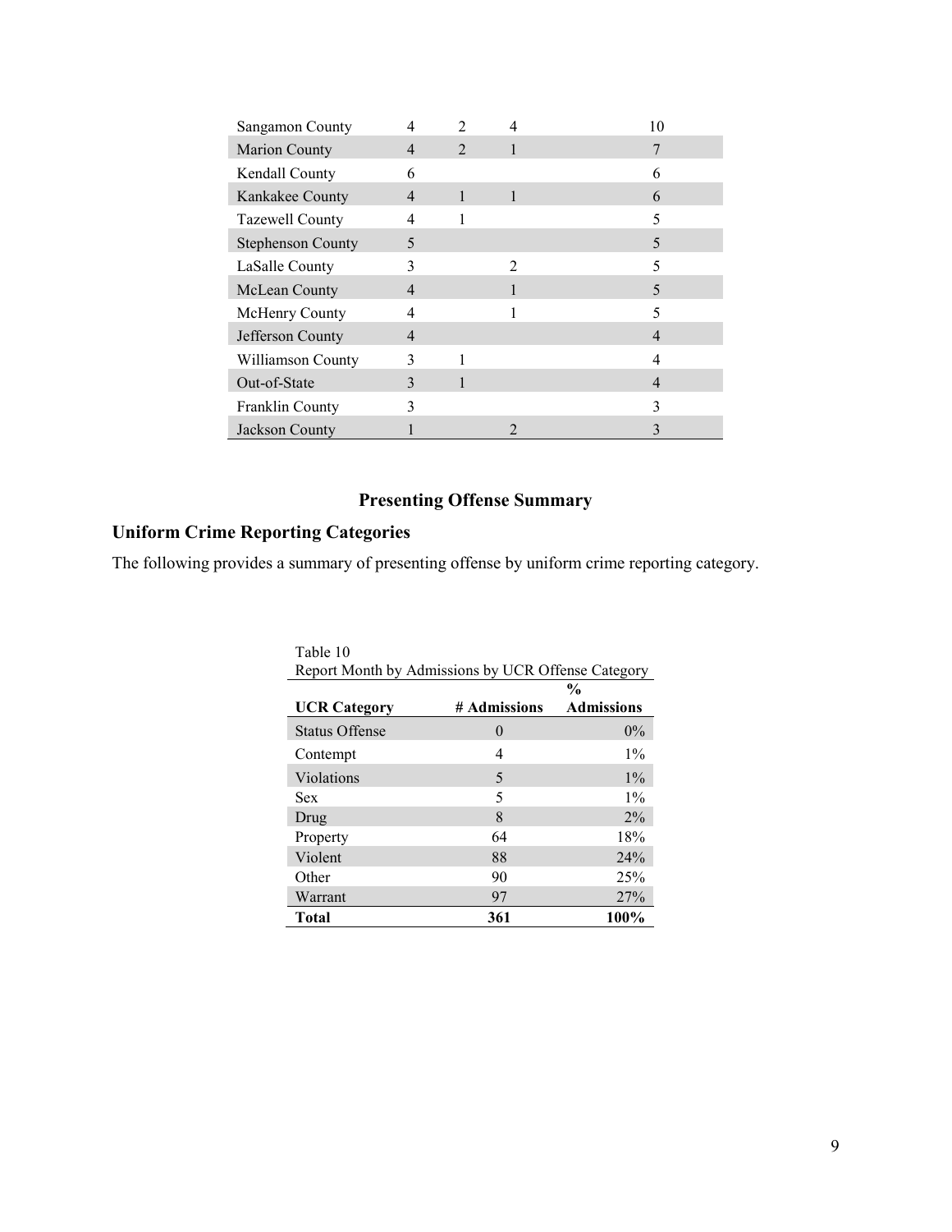| | | | | |
|---|---|---|---|---|
| Sangamon County | 4 | 2 | 4 | 10 |
| Marion County | 4 | 2 | 1 | 7 |
| Kendall County | 6 | | | 6 |
| Kankakee County | 4 | 1 | 1 | 6 |
| Tazewell County | 4 | 1 | | 5 |
| Stephenson County | 5 | | | 5 |
| LaSalle County | 3 | | 2 | 5 |
| McLean County | 4 | | 1 | 5 |
| McHenry County | 4 | | 1 | 5 |
| Jefferson County | 4 | | | 4 |
| Williamson County | 3 | 1 | | 4 |
| Out-of-State | 3 | 1 | | 4 |
| Franklin County | 3 | | | 3 |
| Jackson County | 1 | | 2 | 3 |

## Presenting Offense Summary

### Uniform Crime Reporting Categories

The following provides a summary of presenting offense by uniform crime reporting category.

Table 10
Report Month by Admissions by UCR Offense Category

| UCR Category | # Admissions | % Admissions |
|---|---|---|
| Status Offense | 0 | 0% |
| Contempt | 4 | 1% |
| Violations | 5 | 1% |
| Sex | 5 | 1% |
| Drug | 8 | 2% |
| Property | 64 | 18% |
| Violent | 88 | 24% |
| Other | 90 | 25% |
| Warrant | 97 | 27% |
| **Total** | **361** | **100%** |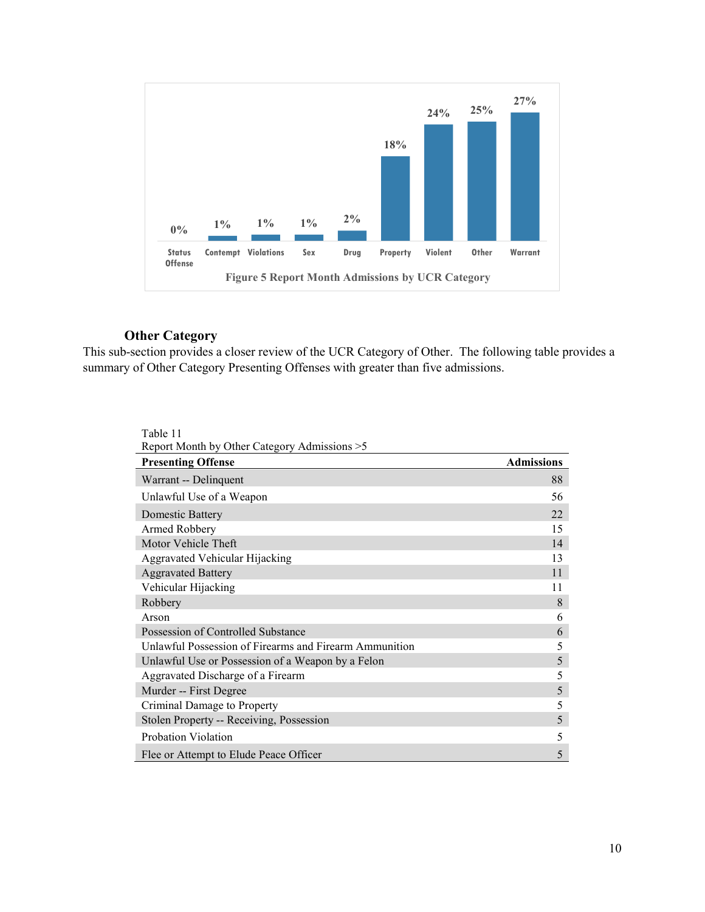| Status Offense | Contempt | Violations | Sex | Drug | Property | Violent | Other | Warrant |
|---|---|---|---|---|---|---|---|---|
| 0% | 1% | 1% | 1% | 2% | 18% | 24% | 25% | 27% |

Figure 5 Report Month Admissions by UCR Category

### Other Category

This sub-section provides a closer review of the UCR Category of Other. The following table provides a summary of Other Category Presenting Offenses with greater than five admissions.

Table 11
Report Month by Other Category Admissions >5

| Presenting Offense | Admissions |
|---|---|
| Warrant -- Delinquent | 88 |
| Unlawful Use of a Weapon | 56 |
| Domestic Battery | 22 |
| Armed Robbery | 15 |
| Motor Vehicle Theft | 14 |
| Aggravated Vehicular Hijacking | 13 |
| Aggravated Battery | 11 |
| Vehicular Hijacking | 11 |
| Robbery | 8 |
| Arson | 6 |
| Possession of Controlled Substance | 6 |
| Unlawful Possession of Firearms and Firearm Ammunition | 5 |
| Unlawful Use or Possession of a Weapon by a Felon | 5 |
| Aggravated Discharge of a Firearm | 5 |
| Murder -- First Degree | 5 |
| Criminal Damage to Property | 5 |
| Stolen Property -- Receiving, Possession | 5 |
| Probation Violation | 5 |
| Flee or Attempt to Elude Peace Officer | 5 |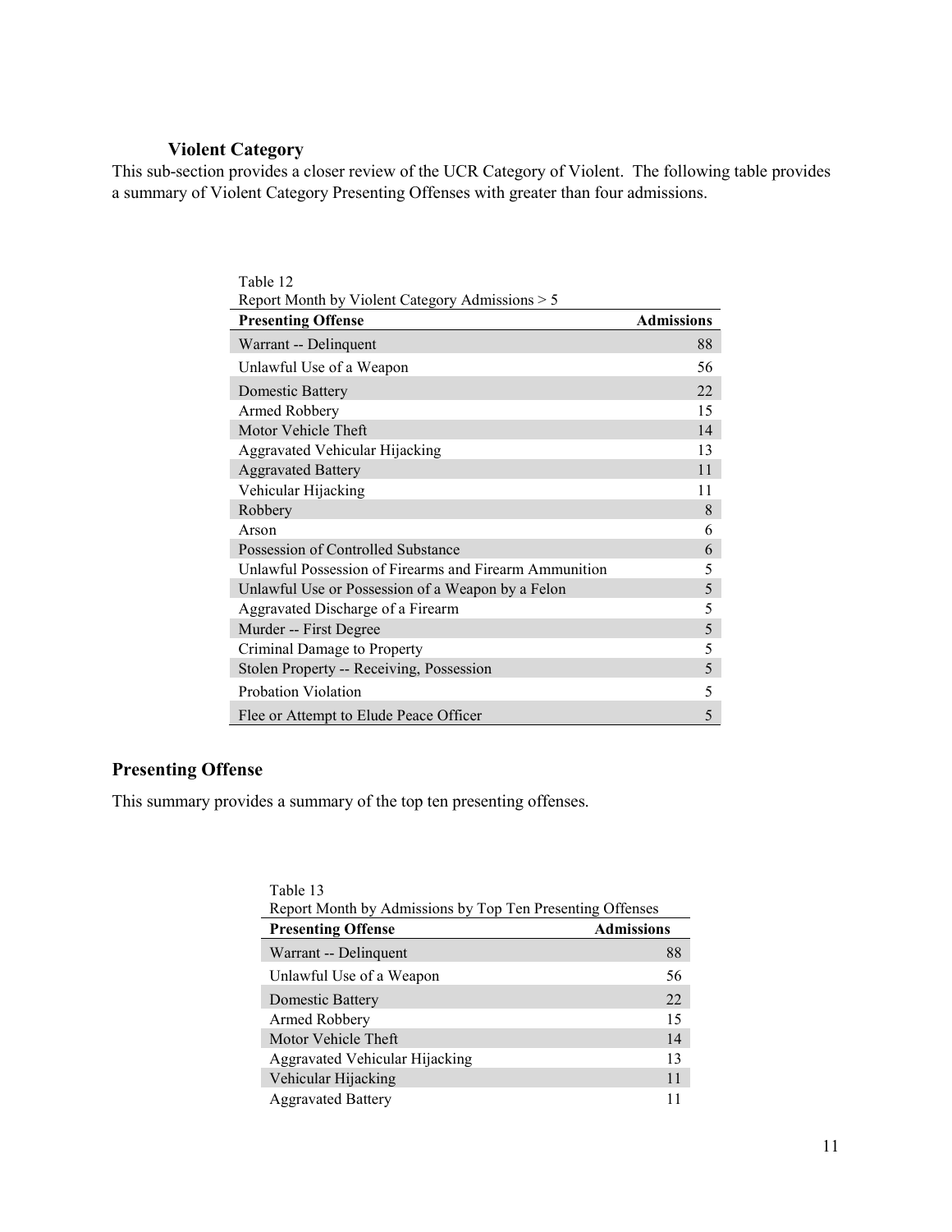### Violent Category

This sub-section provides a closer review of the UCR Category of Violent. The following table provides a summary of Violent Category Presenting Offenses with greater than four admissions.

Table 12
Report Month by Violent Category Admissions > 5

| Presenting Offense | Admissions |
|---|---|
| Warrant -- Delinquent | 88 |
| Unlawful Use of a Weapon | 56 |
| Domestic Battery | 22 |
| Armed Robbery | 15 |
| Motor Vehicle Theft | 14 |
| Aggravated Vehicular Hijacking | 13 |
| Aggravated Battery | 11 |
| Vehicular Hijacking | 11 |
| Robbery | 8 |
| Arson | 6 |
| Possession of Controlled Substance | 6 |
| Unlawful Possession of Firearms and Firearm Ammunition | 5 |
| Unlawful Use or Possession of a Weapon by a Felon | 5 |
| Aggravated Discharge of a Firearm | 5 |
| Murder -- First Degree | 5 |
| Criminal Damage to Property | 5 |
| Stolen Property -- Receiving, Possession | 5 |
| Probation Violation | 5 |
| Flee or Attempt to Elude Peace Officer | 5 |

## Presenting Offense

This summary provides a summary of the top ten presenting offenses.

Table 13
Report Month by Admissions by Top Ten Presenting Offenses

| Presenting Offense | Admissions |
|---|---|
| Warrant -- Delinquent | 88 |
| Unlawful Use of a Weapon | 56 |
| Domestic Battery | 22 |
| Armed Robbery | 15 |
| Motor Vehicle Theft | 14 |
| Aggravated Vehicular Hijacking | 13 |
| Vehicular Hijacking | 11 |
| Aggravated Battery | 11 |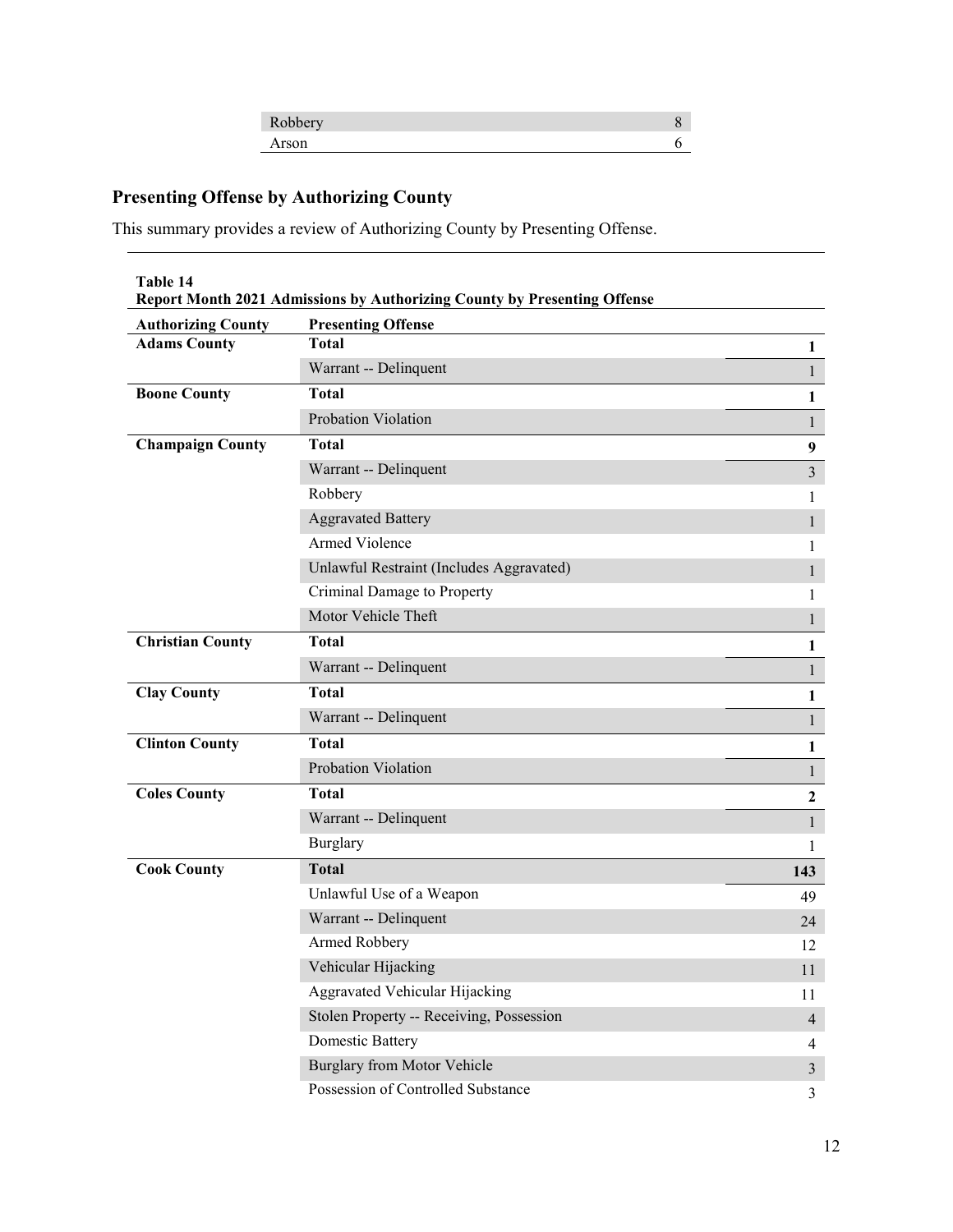| | |
|---|---|
| Robbery | 8 |
| Arson | 6 |

## Presenting Offense by Authorizing County

This summary provides a review of Authorizing County by Presenting Offense.

**Table 14**
**Report Month 2021 Admissions by Authorizing County by Presenting Offense**

| Authorizing County | Presenting Offense | |
|---|---|---|
| **Adams County** | **Total** | **1** |
| | Warrant -- Delinquent | 1 |
| **Boone County** | **Total** | **1** |
| | Probation Violation | 1 |
| **Champaign County** | **Total** | **9** |
| | Warrant -- Delinquent | 3 |
| | Robbery | 1 |
| | Aggravated Battery | 1 |
| | Armed Violence | 1 |
| | Unlawful Restraint (Includes Aggravated) | 1 |
| | Criminal Damage to Property | 1 |
| | Motor Vehicle Theft | 1 |
| **Christian County** | **Total** | **1** |
| | Warrant -- Delinquent | 1 |
| **Clay County** | **Total** | **1** |
| | Warrant -- Delinquent | 1 |
| **Clinton County** | **Total** | **1** |
| | Probation Violation | 1 |
| **Coles County** | **Total** | **2** |
| | Warrant -- Delinquent | 1 |
| | Burglary | 1 |
| **Cook County** | **Total** | **143** |
| | Unlawful Use of a Weapon | 49 |
| | Warrant -- Delinquent | 24 |
| | Armed Robbery | 12 |
| | Vehicular Hijacking | 11 |
| | Aggravated Vehicular Hijacking | 11 |
| | Stolen Property -- Receiving, Possession | 4 |
| | Domestic Battery | 4 |
| | Burglary from Motor Vehicle | 3 |
| | Possession of Controlled Substance | 3 |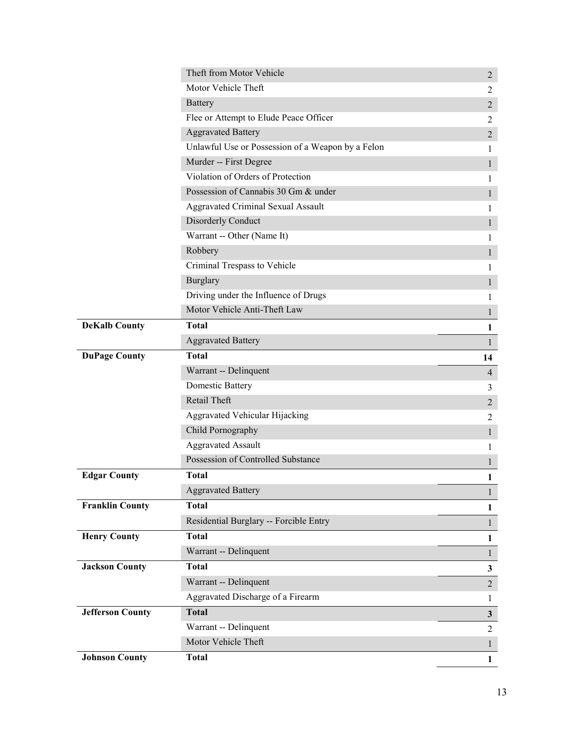| | | |
|---|---|---|
| | Theft from Motor Vehicle | 2 |
| | Motor Vehicle Theft | 2 |
| | Battery | 2 |
| | Flee or Attempt to Elude Peace Officer | 2 |
| | Aggravated Battery | 2 |
| | Unlawful Use or Possession of a Weapon by a Felon | 1 |
| | Murder -- First Degree | 1 |
| | Violation of Orders of Protection | 1 |
| | Possession of Cannabis 30 Gm & under | 1 |
| | Aggravated Criminal Sexual Assault | 1 |
| | Disorderly Conduct | 1 |
| | Warrant -- Other (Name It) | 1 |
| | Robbery | 1 |
| | Criminal Trespass to Vehicle | 1 |
| | Burglary | 1 |
| | Driving under the Influence of Drugs | 1 |
| | Motor Vehicle Anti-Theft Law | 1 |
| **DeKalb County** | **Total** | **1** |
| | Aggravated Battery | 1 |
| **DuPage County** | **Total** | **14** |
| | Warrant -- Delinquent | 4 |
| | Domestic Battery | 3 |
| | Retail Theft | 2 |
| | Aggravated Vehicular Hijacking | 2 |
| | Child Pornography | 1 |
| | Aggravated Assault | 1 |
| | Possession of Controlled Substance | 1 |
| **Edgar County** | **Total** | **1** |
| | Aggravated Battery | 1 |
| **Franklin County** | **Total** | **1** |
| | Residential Burglary -- Forcible Entry | 1 |
| **Henry County** | **Total** | **1** |
| | Warrant -- Delinquent | 1 |
| **Jackson County** | **Total** | **3** |
| | Warrant -- Delinquent | 2 |
| | Aggravated Discharge of a Firearm | 1 |
| **Jefferson County** | **Total** | **3** |
| | Warrant -- Delinquent | 2 |
| | Motor Vehicle Theft | 1 |
| **Johnson County** | **Total** | **1** |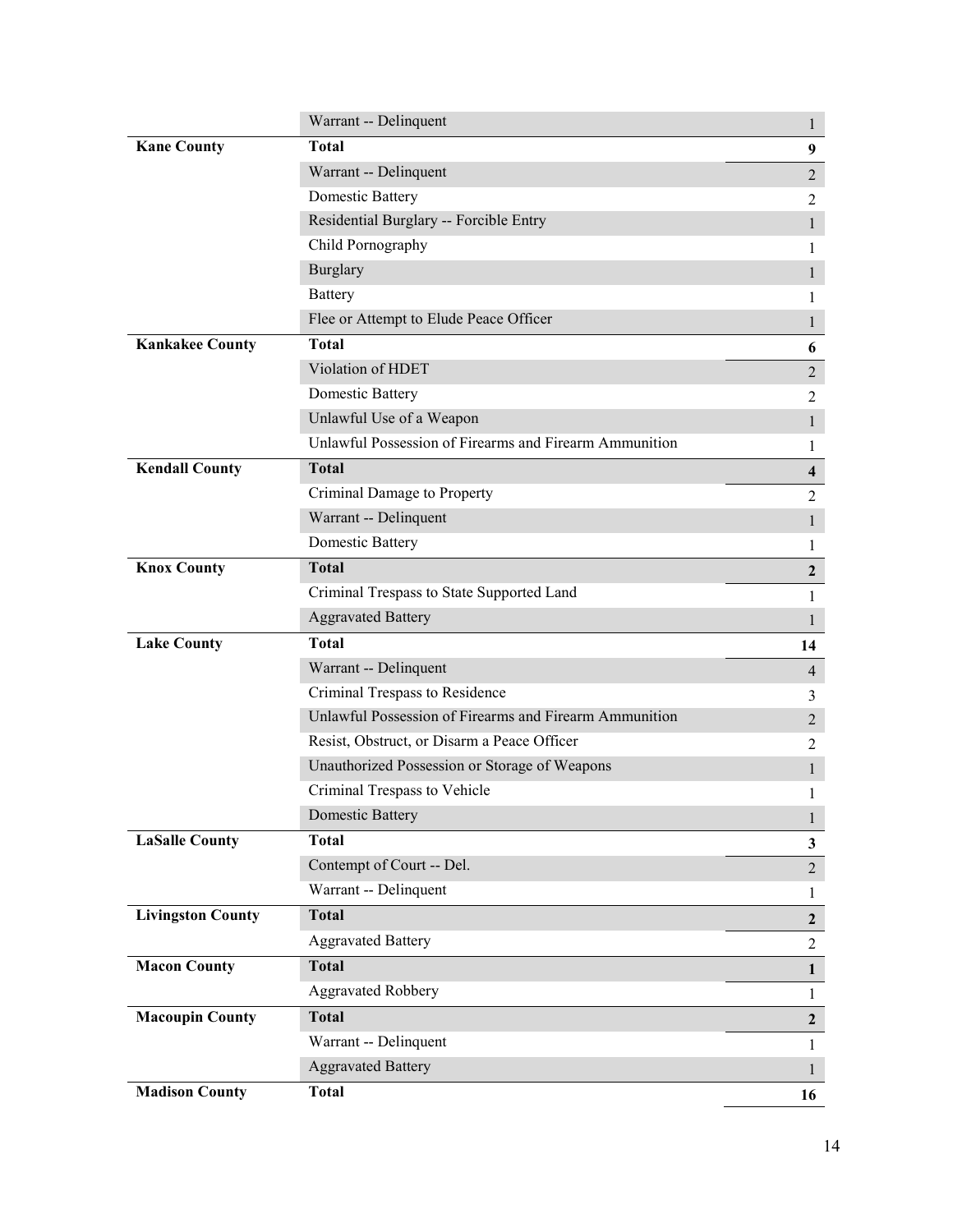| | | |
|---|---|---|
| | Warrant -- Delinquent | 1 |
| **Kane County** | **Total** | **9** |
| | Warrant -- Delinquent | 2 |
| | Domestic Battery | 2 |
| | Residential Burglary -- Forcible Entry | 1 |
| | Child Pornography | 1 |
| | Burglary | 1 |
| | Battery | 1 |
| | Flee or Attempt to Elude Peace Officer | 1 |
| **Kankakee County** | **Total** | **6** |
| | Violation of HDET | 2 |
| | Domestic Battery | 2 |
| | Unlawful Use of a Weapon | 1 |
| | Unlawful Possession of Firearms and Firearm Ammunition | 1 |
| **Kendall County** | **Total** | **4** |
| | Criminal Damage to Property | 2 |
| | Warrant -- Delinquent | 1 |
| | Domestic Battery | 1 |
| **Knox County** | **Total** | **2** |
| | Criminal Trespass to State Supported Land | 1 |
| | Aggravated Battery | 1 |
| **Lake County** | **Total** | **14** |
| | Warrant -- Delinquent | 4 |
| | Criminal Trespass to Residence | 3 |
| | Unlawful Possession of Firearms and Firearm Ammunition | 2 |
| | Resist, Obstruct, or Disarm a Peace Officer | 2 |
| | Unauthorized Possession or Storage of Weapons | 1 |
| | Criminal Trespass to Vehicle | 1 |
| | Domestic Battery | 1 |
| **LaSalle County** | **Total** | **3** |
| | Contempt of Court -- Del. | 2 |
| | Warrant -- Delinquent | 1 |
| **Livingston County** | **Total** | **2** |
| | Aggravated Battery | 2 |
| **Macon County** | **Total** | **1** |
| | Aggravated Robbery | 1 |
| **Macoupin County** | **Total** | **2** |
| | Warrant -- Delinquent | 1 |
| | Aggravated Battery | 1 |
| **Madison County** | **Total** | **16** |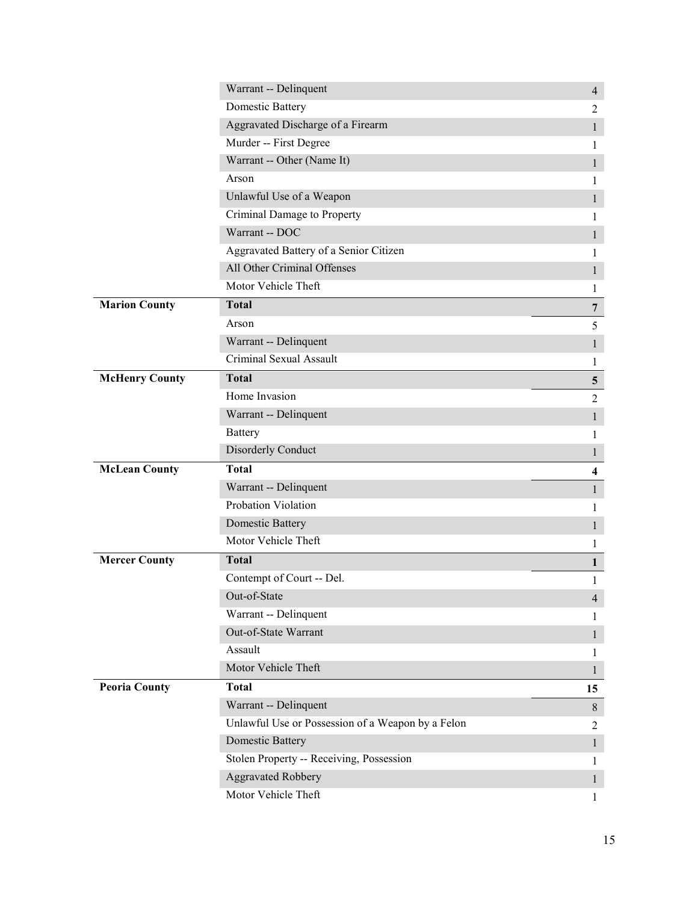| | | |
|---|---|---|
| | Warrant -- Delinquent | 4 |
| | Domestic Battery | 2 |
| | Aggravated Discharge of a Firearm | 1 |
| | Murder -- First Degree | 1 |
| | Warrant -- Other (Name It) | 1 |
| | Arson | 1 |
| | Unlawful Use of a Weapon | 1 |
| | Criminal Damage to Property | 1 |
| | Warrant -- DOC | 1 |
| | Aggravated Battery of a Senior Citizen | 1 |
| | All Other Criminal Offenses | 1 |
| | Motor Vehicle Theft | 1 |
| **Marion County** | **Total** | **7** |
| | Arson | 5 |
| | Warrant -- Delinquent | 1 |
| | Criminal Sexual Assault | 1 |
| **McHenry County** | **Total** | **5** |
| | Home Invasion | 2 |
| | Warrant -- Delinquent | 1 |
| | Battery | 1 |
| | Disorderly Conduct | 1 |
| **McLean County** | **Total** | **4** |
| | Warrant -- Delinquent | 1 |
| | Probation Violation | 1 |
| | Domestic Battery | 1 |
| | Motor Vehicle Theft | 1 |
| **Mercer County** | **Total** | **1** |
| | Contempt of Court -- Del. | 1 |
| | Out-of-State | 4 |
| | Warrant -- Delinquent | 1 |
| | Out-of-State Warrant | 1 |
| | Assault | 1 |
| | Motor Vehicle Theft | 1 |
| **Peoria County** | **Total** | **15** |
| | Warrant -- Delinquent | 8 |
| | Unlawful Use or Possession of a Weapon by a Felon | 2 |
| | Domestic Battery | 1 |
| | Stolen Property -- Receiving, Possession | 1 |
| | Aggravated Robbery | 1 |
| | Motor Vehicle Theft | 1 |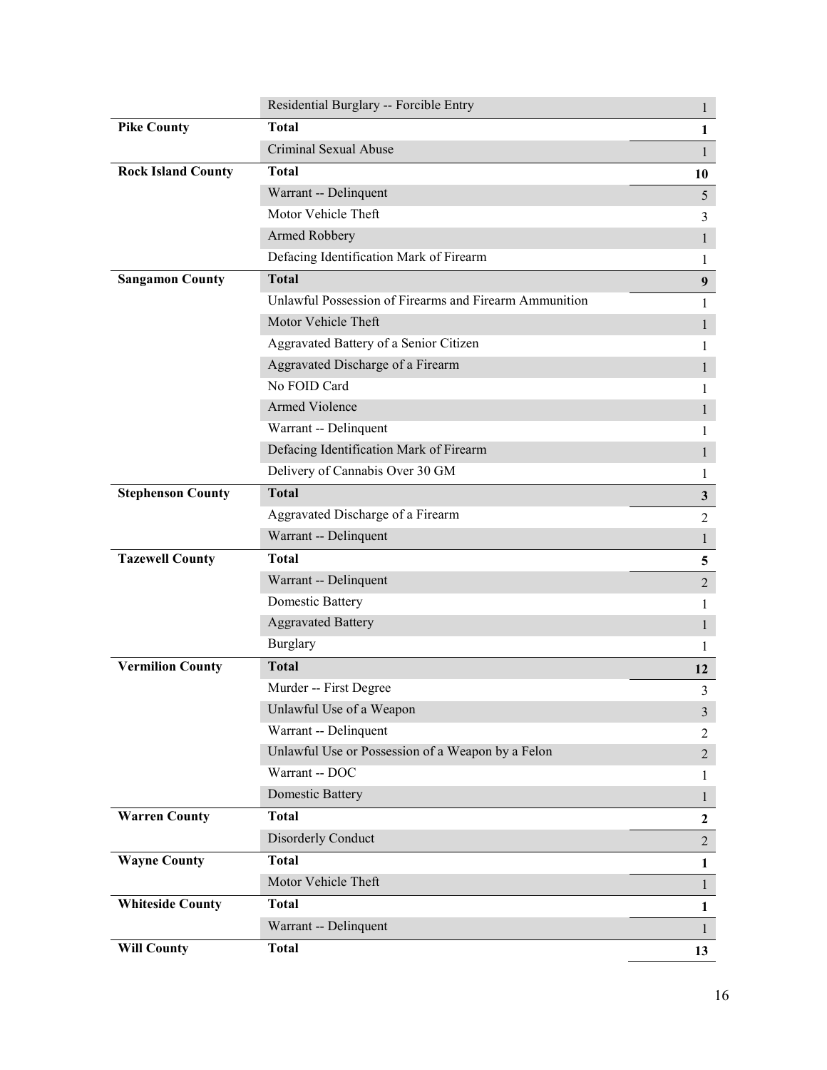| | | |
|---|---|---|
| | Residential Burglary -- Forcible Entry | 1 |
| **Pike County** | **Total** | **1** |
| | Criminal Sexual Abuse | 1 |
| **Rock Island County** | **Total** | **10** |
| | Warrant -- Delinquent | 5 |
| | Motor Vehicle Theft | 3 |
| | Armed Robbery | 1 |
| | Defacing Identification Mark of Firearm | 1 |
| **Sangamon County** | **Total** | **9** |
| | Unlawful Possession of Firearms and Firearm Ammunition | 1 |
| | Motor Vehicle Theft | 1 |
| | Aggravated Battery of a Senior Citizen | 1 |
| | Aggravated Discharge of a Firearm | 1 |
| | No FOID Card | 1 |
| | Armed Violence | 1 |
| | Warrant -- Delinquent | 1 |
| | Defacing Identification Mark of Firearm | 1 |
| | Delivery of Cannabis Over 30 GM | 1 |
| **Stephenson County** | **Total** | **3** |
| | Aggravated Discharge of a Firearm | 2 |
| | Warrant -- Delinquent | 1 |
| **Tazewell County** | **Total** | **5** |
| | Warrant -- Delinquent | 2 |
| | Domestic Battery | 1 |
| | Aggravated Battery | 1 |
| | Burglary | 1 |
| **Vermilion County** | **Total** | **12** |
| | Murder -- First Degree | 3 |
| | Unlawful Use of a Weapon | 3 |
| | Warrant -- Delinquent | 2 |
| | Unlawful Use or Possession of a Weapon by a Felon | 2 |
| | Warrant -- DOC | 1 |
| | Domestic Battery | 1 |
| **Warren County** | **Total** | **2** |
| | Disorderly Conduct | 2 |
| **Wayne County** | **Total** | **1** |
| | Motor Vehicle Theft | 1 |
| **Whiteside County** | **Total** | **1** |
| | Warrant -- Delinquent | 1 |
| **Will County** | **Total** | **13** |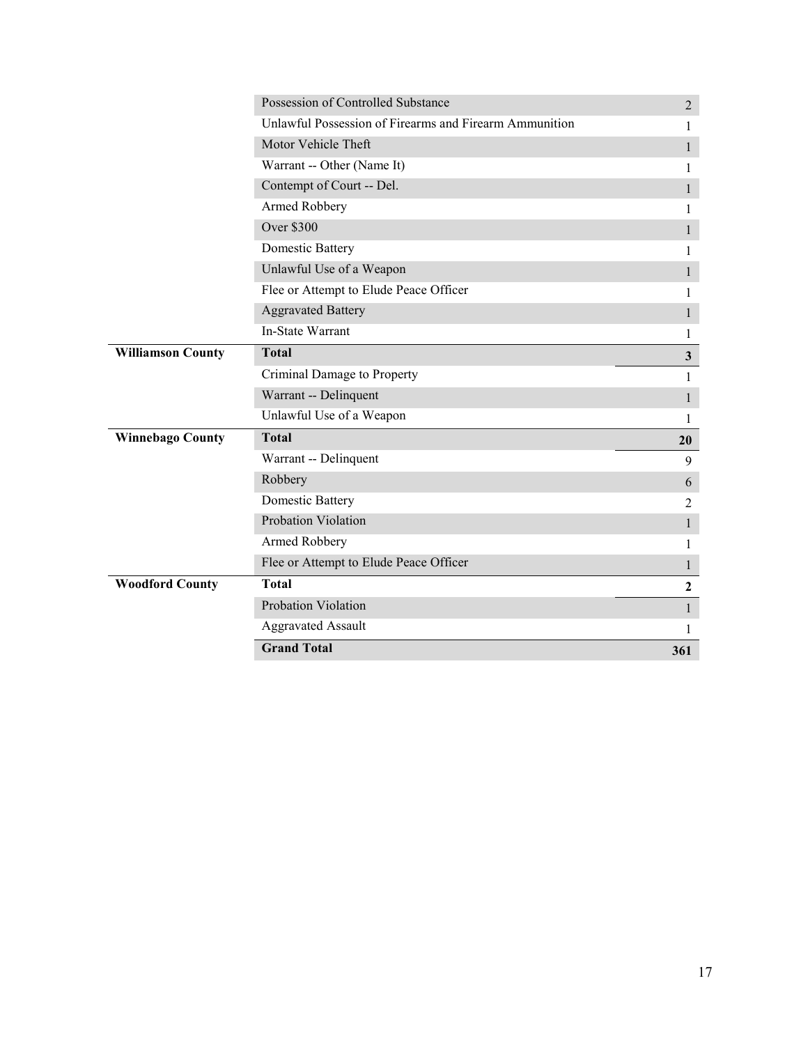| | | |
|---|---|---|
| | Possession of Controlled Substance | 2 |
| | Unlawful Possession of Firearms and Firearm Ammunition | 1 |
| | Motor Vehicle Theft | 1 |
| | Warrant -- Other (Name It) | 1 |
| | Contempt of Court -- Del. | 1 |
| | Armed Robbery | 1 |
| | Over $300 | 1 |
| | Domestic Battery | 1 |
| | Unlawful Use of a Weapon | 1 |
| | Flee or Attempt to Elude Peace Officer | 1 |
| | Aggravated Battery | 1 |
| | In-State Warrant | 1 |
| **Williamson County** | **Total** | **3** |
| | Criminal Damage to Property | 1 |
| | Warrant -- Delinquent | 1 |
| | Unlawful Use of a Weapon | 1 |
| **Winnebago County** | **Total** | **20** |
| | Warrant -- Delinquent | 9 |
| | Robbery | 6 |
| | Domestic Battery | 2 |
| | Probation Violation | 1 |
| | Armed Robbery | 1 |
| | Flee or Attempt to Elude Peace Officer | 1 |
| **Woodford County** | **Total** | **2** |
| | Probation Violation | 1 |
| | Aggravated Assault | 1 |
| | **Grand Total** | **361** |